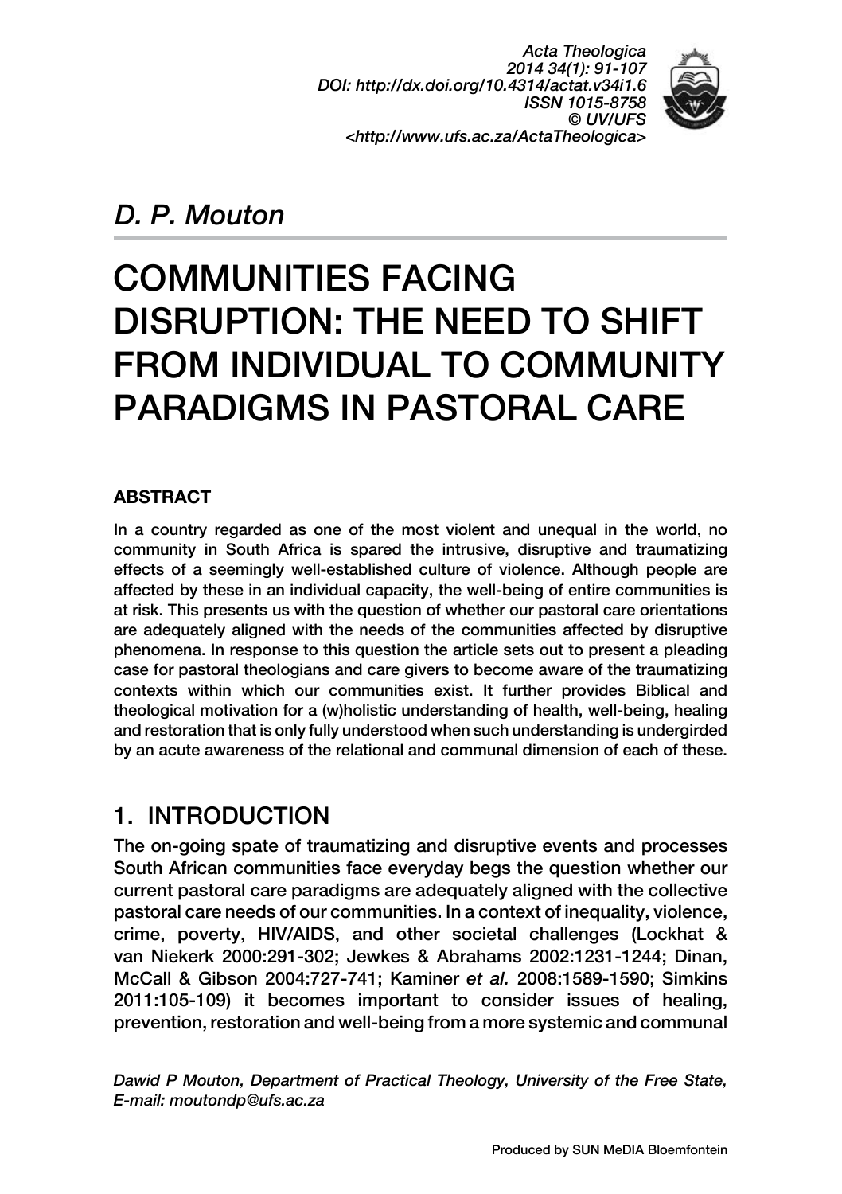*D. P. Mouton*

# COMMUNITIES FACING DISRUPTION: THE NEED TO SHIFT FROM INDIVIDUAL TO COMMUNITY PARADIGMS IN PASTORAL CARE

## ABSTRACT

In a country regarded as one of the most violent and unequal in the world, no community in South Africa is spared the intrusive, disruptive and traumatizing effects of a seemingly well-established culture of violence. Although people are affected by these in an individual capacity, the well-being of entire communities is at risk. This presents us with the question of whether our pastoral care orientations are adequately aligned with the needs of the communities affected by disruptive phenomena. In response to this question the article sets out to present a pleading case for pastoral theologians and care givers to become aware of the traumatizing contexts within which our communities exist. It further provides Biblical and theological motivation for a (w)holistic understanding of health, well-being, healing and restoration that is only fully understood when such understanding is undergirded by an acute awareness of the relational and communal dimension of each of these.

## 1. INTRODUCTION

The on-going spate of traumatizing and disruptive events and processes South African communities face everyday begs the question whether our current pastoral care paradigms are adequately aligned with the collective pastoral care needs of our communities. In a context of inequality, violence, crime, poverty, HIV/AIDS, and other societal challenges (Lockhat & van Niekerk 2000:291-302; Jewkes & Abrahams 2002:1231-1244; Dinan, McCall & Gibson 2004:727-741; Kaminer *et al.* 2008:1589-1590; Simkins 2011:105-109) it becomes important to consider issues of healing, prevention, restoration and well-being from a more systemic and communal

---

*Dawid P Mouton, Department of Practical Theology, University of the Free State, E-mail: moutondp@ufs.ac.za*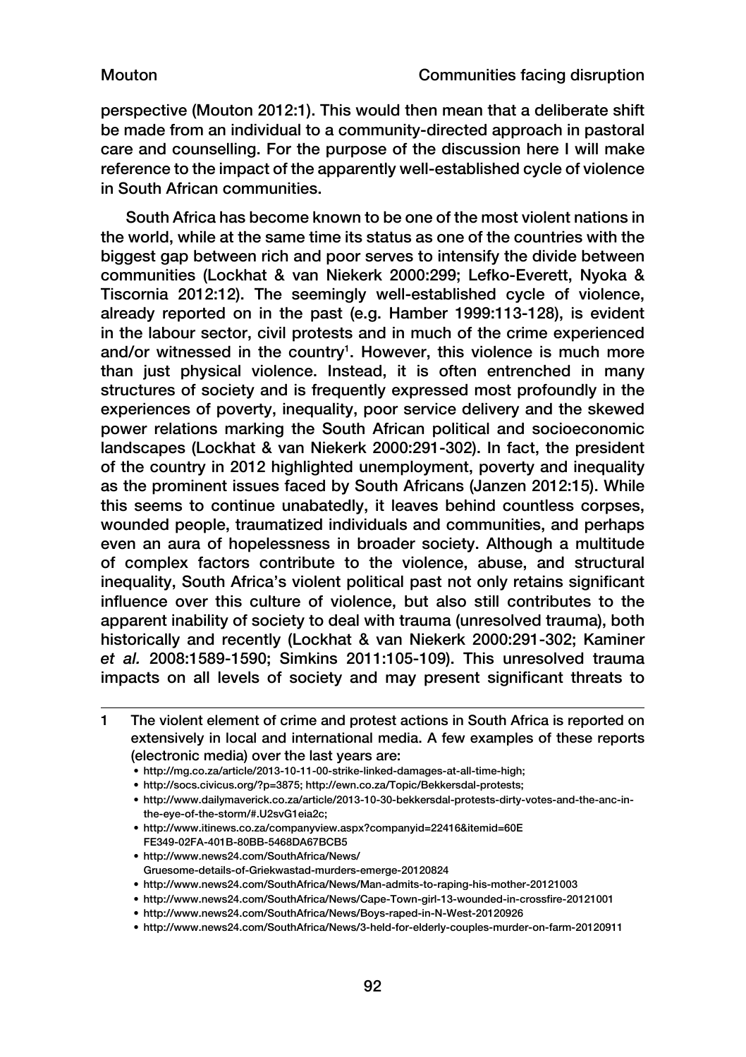perspective (Mouton 2012:1). This would then mean that a deliberate shift be made from an individual to a community-directed approach in pastoral care and counselling. For the purpose of the discussion here I will make reference to the impact of the apparently well-established cycle of violence in South African communities.

South Africa has become known to be one of the most violent nations in the world, while at the same time its status as one of the countries with the biggest gap between rich and poor serves to intensify the divide between communities (Lockhat & van Niekerk 2000:299; Lefko-Everett, Nyoka & Tiscornia 2012:12). The seemingly well-established cycle of violence, already reported on in the past (e.g. Hamber 1999:113-128), is evident in the labour sector, civil protests and in much of the crime experienced and/or witnessed in the country[1]. However, this violence is much more than just physical violence. Instead, it is often entrenched in many structures of society and is frequently expressed most profoundly in the experiences of poverty, inequality, poor service delivery and the skewed power relations marking the South African political and socioeconomic landscapes (Lockhat & van Niekerk 2000:291-302). In fact, the president of the country in 2012 highlighted unemployment, poverty and inequality as the prominent issues faced by South Africans (Janzen 2012:15). While this seems to continue unabatedly, it leaves behind countless corpses, wounded people, traumatized individuals and communities, and perhaps even an aura of hopelessness in broader society. Although a multitude of complex factors contribute to the violence, abuse, and structural inequality, South Africa's violent political past not only retains significant influence over this culture of violence, but also still contributes to the apparent inability of society to deal with trauma (unresolved trauma), both historically and recently (Lockhat & van Niekerk 2000:291-302; Kaminer *et al.* 2008:1589-1590; Simkins 2011:105-109). This unresolved trauma impacts on all levels of society and may present significant threats to

---

1 The violent element of crime and protest actions in South Africa is reported on extensively in local and international media. A few examples of these reports (electronic media) over the last years are:

- http://mg.co.za/article/2013-10-11-00-strike-linked-damages-at-all-time-high;
- http://socs.civicus.org/?p=3875; http://ewn.co.za/Topic/Bekkersdal-protests;
- http://www.dailymaverick.co.za/article/2013-10-30-bekkersdal-protests-dirty-votes-and-the-anc-in-the-eye-of-the-storm/#.U2svG1eia2c;
- http://www.itinews.co.za/companyview.aspx?companyid=22416&itemid=60EFE349-02FA-401B-80BB-5468DA67BCB5
- http://www.news24.com/SouthAfrica/News/Gruesome-details-of-Griekwastad-murders-emerge-20120824
- http://www.news24.com/SouthAfrica/News/Man-admits-to-raping-his-mother-20121003
- http://www.news24.com/SouthAfrica/News/Cape-Town-girl-13-wounded-in-crossfire-20121001
- http://www.news24.com/SouthAfrica/News/Boys-raped-in-N-West-20120926
- http://www.news24.com/SouthAfrica/News/3-held-for-elderly-couples-murder-on-farm-20120911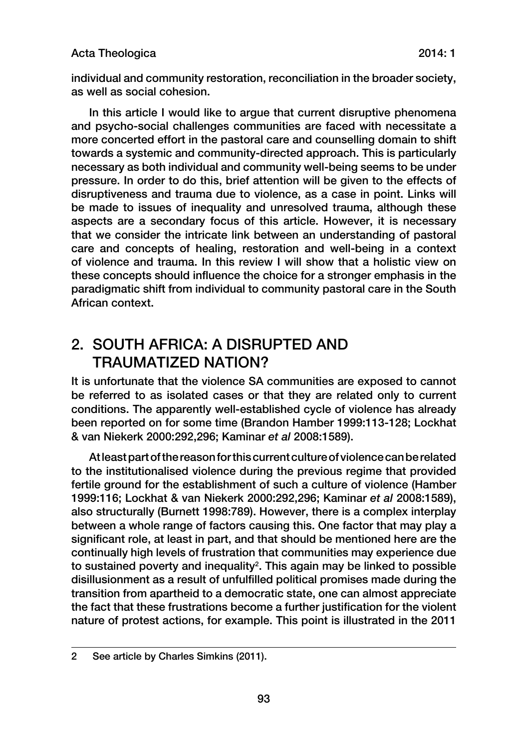individual and community restoration, reconciliation in the broader society, as well as social cohesion.

In this article I would like to argue that current disruptive phenomena and psycho-social challenges communities are faced with necessitate a more concerted effort in the pastoral care and counselling domain to shift towards a systemic and community-directed approach. This is particularly necessary as both individual and community well-being seems to be under pressure. In order to do this, brief attention will be given to the effects of disruptiveness and trauma due to violence, as a case in point. Links will be made to issues of inequality and unresolved trauma, although these aspects are a secondary focus of this article. However, it is necessary that we consider the intricate link between an understanding of pastoral care and concepts of healing, restoration and well-being in a context of violence and trauma. In this review I will show that a holistic view on these concepts should influence the choice for a stronger emphasis in the paradigmatic shift from individual to community pastoral care in the South African context.

## 2. SOUTH AFRICA: A DISRUPTED AND TRAUMATIZED NATION?

It is unfortunate that the violence SA communities are exposed to cannot be referred to as isolated cases or that they are related only to current conditions. The apparently well-established cycle of violence has already been reported on for some time (Brandon Hamber 1999:113-128; Lockhat & van Niekerk 2000:292,296; Kaminar *et al* 2008:1589).

At least part of the reason for this current culture of violence can be related to the institutionalised violence during the previous regime that provided fertile ground for the establishment of such a culture of violence (Hamber 1999:116; Lockhat & van Niekerk 2000:292,296; Kaminar *et al* 2008:1589), also structurally (Burnett 1998:789). However, there is a complex interplay between a whole range of factors causing this. One factor that may play a significant role, at least in part, and that should be mentioned here are the continually high levels of frustration that communities may experience due to sustained poverty and inequality[2]. This again may be linked to possible disillusionment as a result of unfulfilled political promises made during the transition from apartheid to a democratic state, one can almost appreciate the fact that these frustrations become a further justification for the violent nature of protest actions, for example. This point is illustrated in the 2011

2 See article by Charles Simkins (2011).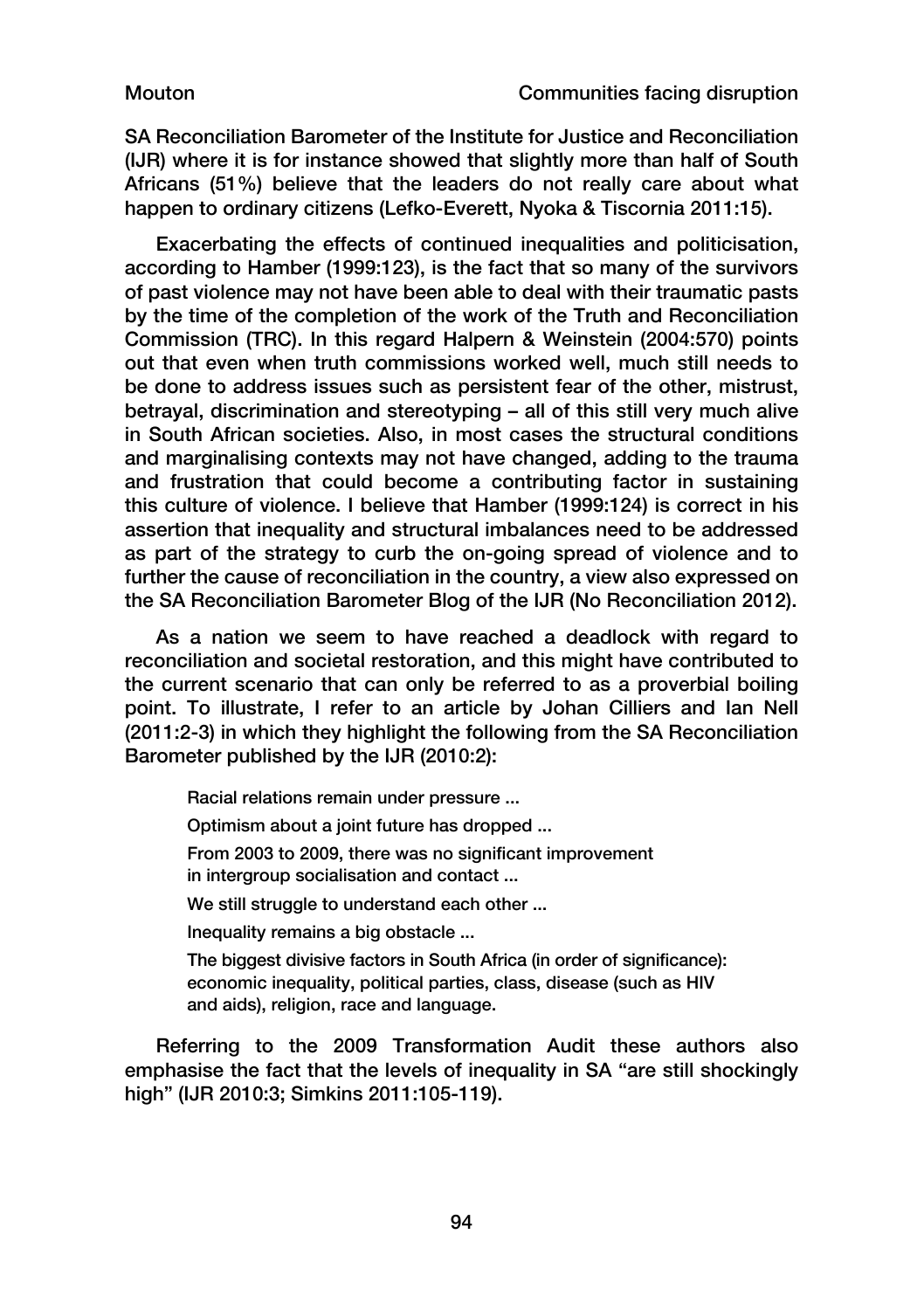SA Reconciliation Barometer of the Institute for Justice and Reconciliation (IJR) where it is for instance showed that slightly more than half of South Africans (51%) believe that the leaders do not really care about what happen to ordinary citizens (Lefko-Everett, Nyoka & Tiscornia 2011:15).

Exacerbating the effects of continued inequalities and politicisation, according to Hamber (1999:123), is the fact that so many of the survivors of past violence may not have been able to deal with their traumatic pasts by the time of the completion of the work of the Truth and Reconciliation Commission (TRC). In this regard Halpern & Weinstein (2004:570) points out that even when truth commissions worked well, much still needs to be done to address issues such as persistent fear of the other, mistrust, betrayal, discrimination and stereotyping – all of this still very much alive in South African societies. Also, in most cases the structural conditions and marginalising contexts may not have changed, adding to the trauma and frustration that could become a contributing factor in sustaining this culture of violence. I believe that Hamber (1999:124) is correct in his assertion that inequality and structural imbalances need to be addressed as part of the strategy to curb the on-going spread of violence and to further the cause of reconciliation in the country, a view also expressed on the SA Reconciliation Barometer Blog of the IJR (No Reconciliation 2012).

As a nation we seem to have reached a deadlock with regard to reconciliation and societal restoration, and this might have contributed to the current scenario that can only be referred to as a proverbial boiling point. To illustrate, I refer to an article by Johan Cilliers and Ian Nell (2011:2-3) in which they highlight the following from the SA Reconciliation Barometer published by the IJR (2010:2):

> Racial relations remain under pressure ...
>
> Optimism about a joint future has dropped ...
>
> From 2003 to 2009, there was no significant improvement in intergroup socialisation and contact ...
>
> We still struggle to understand each other ...
>
> Inequality remains a big obstacle ...
>
> The biggest divisive factors in South Africa (in order of significance): economic inequality, political parties, class, disease (such as HIV and aids), religion, race and language.

Referring to the 2009 Transformation Audit these authors also emphasise the fact that the levels of inequality in SA "are still shockingly high" (IJR 2010:3; Simkins 2011:105-119).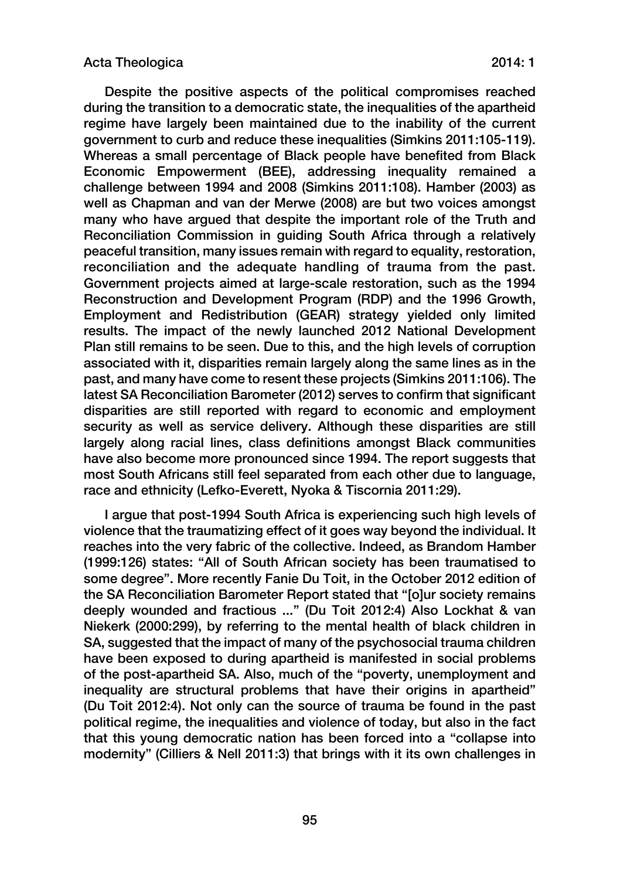Despite the positive aspects of the political compromises reached during the transition to a democratic state, the inequalities of the apartheid regime have largely been maintained due to the inability of the current government to curb and reduce these inequalities (Simkins 2011:105-119). Whereas a small percentage of Black people have benefited from Black Economic Empowerment (BEE), addressing inequality remained a challenge between 1994 and 2008 (Simkins 2011:108). Hamber (2003) as well as Chapman and van der Merwe (2008) are but two voices amongst many who have argued that despite the important role of the Truth and Reconciliation Commission in guiding South Africa through a relatively peaceful transition, many issues remain with regard to equality, restoration, reconciliation and the adequate handling of trauma from the past. Government projects aimed at large-scale restoration, such as the 1994 Reconstruction and Development Program (RDP) and the 1996 Growth, Employment and Redistribution (GEAR) strategy yielded only limited results. The impact of the newly launched 2012 National Development Plan still remains to be seen. Due to this, and the high levels of corruption associated with it, disparities remain largely along the same lines as in the past, and many have come to resent these projects (Simkins 2011:106). The latest SA Reconciliation Barometer (2012) serves to confirm that significant disparities are still reported with regard to economic and employment security as well as service delivery. Although these disparities are still largely along racial lines, class definitions amongst Black communities have also become more pronounced since 1994. The report suggests that most South Africans still feel separated from each other due to language, race and ethnicity (Lefko-Everett, Nyoka & Tiscornia 2011:29).

I argue that post-1994 South Africa is experiencing such high levels of violence that the traumatizing effect of it goes way beyond the individual. It reaches into the very fabric of the collective. Indeed, as Brandom Hamber (1999:126) states: "All of South African society has been traumatised to some degree". More recently Fanie Du Toit, in the October 2012 edition of the SA Reconciliation Barometer Report stated that "[o]ur society remains deeply wounded and fractious ..." (Du Toit 2012:4) Also Lockhat & van Niekerk (2000:299), by referring to the mental health of black children in SA, suggested that the impact of many of the psychosocial trauma children have been exposed to during apartheid is manifested in social problems of the post-apartheid SA. Also, much of the "poverty, unemployment and inequality are structural problems that have their origins in apartheid" (Du Toit 2012:4). Not only can the source of trauma be found in the past political regime, the inequalities and violence of today, but also in the fact that this young democratic nation has been forced into a "collapse into modernity" (Cilliers & Nell 2011:3) that brings with it its own challenges in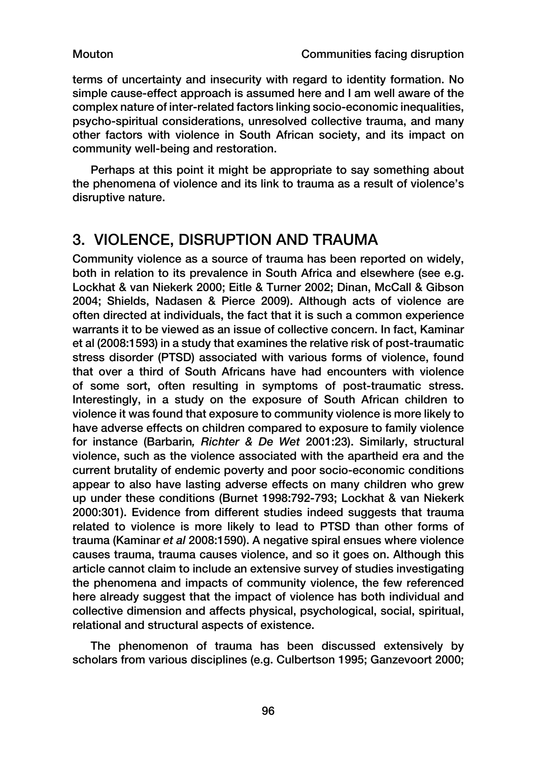terms of uncertainty and insecurity with regard to identity formation. No simple cause-effect approach is assumed here and I am well aware of the complex nature of inter-related factors linking socio-economic inequalities, psycho-spiritual considerations, unresolved collective trauma, and many other factors with violence in South African society, and its impact on community well-being and restoration.

Perhaps at this point it might be appropriate to say something about the phenomena of violence and its link to trauma as a result of violence's disruptive nature.

## 3. VIOLENCE, DISRUPTION AND TRAUMA

Community violence as a source of trauma has been reported on widely, both in relation to its prevalence in South Africa and elsewhere (see e.g. Lockhat & van Niekerk 2000; Eitle & Turner 2002; Dinan, McCall & Gibson 2004; Shields, Nadasen & Pierce 2009). Although acts of violence are often directed at individuals, the fact that it is such a common experience warrants it to be viewed as an issue of collective concern. In fact, Kaminar et al (2008:1593) in a study that examines the relative risk of post-traumatic stress disorder (PTSD) associated with various forms of violence, found that over a third of South Africans have had encounters with violence of some sort, often resulting in symptoms of post-traumatic stress. Interestingly, in a study on the exposure of South African children to violence it was found that exposure to community violence is more likely to have adverse effects on children compared to exposure to family violence for instance (Barbarin*, Richter & De Wet* 2001:23). Similarly, structural violence, such as the violence associated with the apartheid era and the current brutality of endemic poverty and poor socio-economic conditions appear to also have lasting adverse effects on many children who grew up under these conditions (Burnet 1998:792-793; Lockhat & van Niekerk 2000:301). Evidence from different studies indeed suggests that trauma related to violence is more likely to lead to PTSD than other forms of trauma (Kaminar *et al* 2008:1590). A negative spiral ensues where violence causes trauma, trauma causes violence, and so it goes on. Although this article cannot claim to include an extensive survey of studies investigating the phenomena and impacts of community violence, the few referenced here already suggest that the impact of violence has both individual and collective dimension and affects physical, psychological, social, spiritual, relational and structural aspects of existence.

The phenomenon of trauma has been discussed extensively by scholars from various disciplines (e.g. Culbertson 1995; Ganzevoort 2000;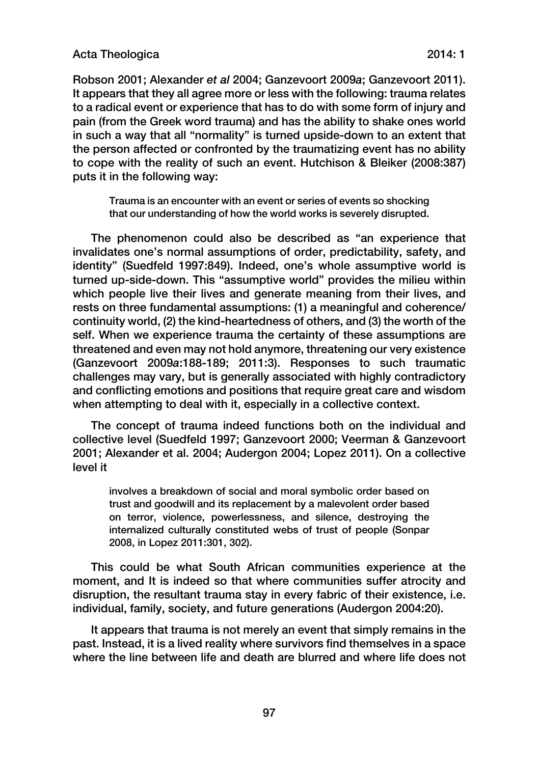Robson 2001; Alexander *et al* 2004; Ganzevoort 2009*a*; Ganzevoort 2011). It appears that they all agree more or less with the following: trauma relates to a radical event or experience that has to do with some form of injury and pain (from the Greek word trauma) and has the ability to shake ones world in such a way that all "normality" is turned upside-down to an extent that the person affected or confronted by the traumatizing event has no ability to cope with the reality of such an event. Hutchison & Bleiker (2008:387) puts it in the following way:

> Trauma is an encounter with an event or series of events so shocking that our understanding of how the world works is severely disrupted.

The phenomenon could also be described as "an experience that invalidates one's normal assumptions of order, predictability, safety, and identity" (Suedfeld 1997:849). Indeed, one's whole assumptive world is turned up-side-down. This "assumptive world" provides the milieu within which people live their lives and generate meaning from their lives, and rests on three fundamental assumptions: (1) a meaningful and coherence/continuity world, (2) the kind-heartedness of others, and (3) the worth of the self. When we experience trauma the certainty of these assumptions are threatened and even may not hold anymore, threatening our very existence (Ganzevoort 2009*a*:188-189; 2011:3). Responses to such traumatic challenges may vary, but is generally associated with highly contradictory and conflicting emotions and positions that require great care and wisdom when attempting to deal with it, especially in a collective context.

The concept of trauma indeed functions both on the individual and collective level (Suedfeld 1997; Ganzevoort 2000; Veerman & Ganzevoort 2001; Alexander et al. 2004; Audergon 2004; Lopez 2011). On a collective level it

> involves a breakdown of social and moral symbolic order based on trust and goodwill and its replacement by a malevolent order based on terror, violence, powerlessness, and silence, destroying the internalized culturally constituted webs of trust of people (Sonpar 2008, in Lopez 2011:301, 302).

This could be what South African communities experience at the moment, and It is indeed so that where communities suffer atrocity and disruption, the resultant trauma stay in every fabric of their existence, i.e. individual, family, society, and future generations (Audergon 2004:20).

It appears that trauma is not merely an event that simply remains in the past. Instead, it is a lived reality where survivors find themselves in a space where the line between life and death are blurred and where life does not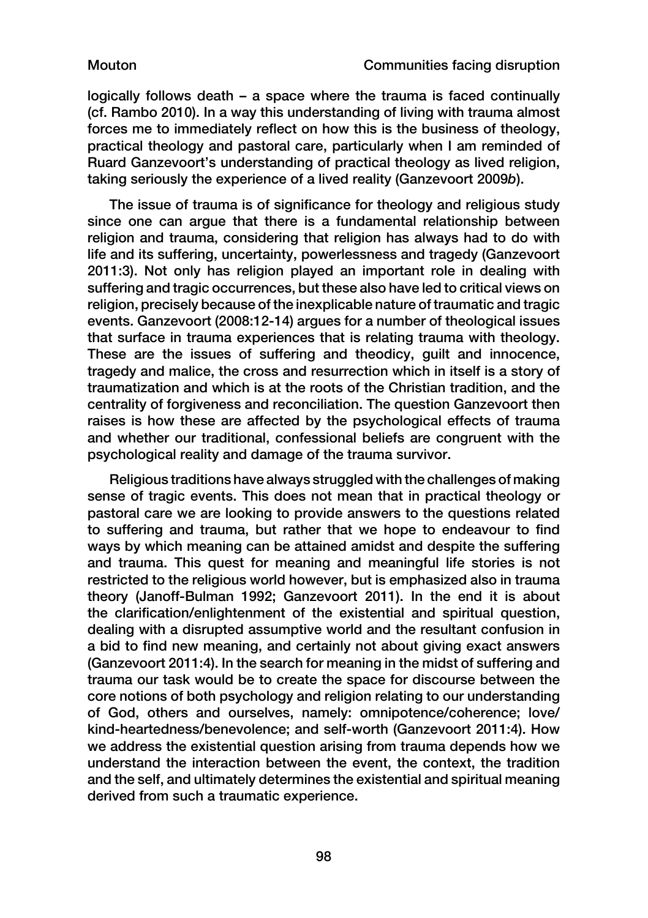logically follows death – a space where the trauma is faced continually (cf. Rambo 2010). In a way this understanding of living with trauma almost forces me to immediately reflect on how this is the business of theology, practical theology and pastoral care, particularly when I am reminded of Ruard Ganzevoort's understanding of practical theology as lived religion, taking seriously the experience of a lived reality (Ganzevoort 2009*b*).

The issue of trauma is of significance for theology and religious study since one can argue that there is a fundamental relationship between religion and trauma, considering that religion has always had to do with life and its suffering, uncertainty, powerlessness and tragedy (Ganzevoort 2011:3). Not only has religion played an important role in dealing with suffering and tragic occurrences, but these also have led to critical views on religion, precisely because of the inexplicable nature of traumatic and tragic events. Ganzevoort (2008:12-14) argues for a number of theological issues that surface in trauma experiences that is relating trauma with theology. These are the issues of suffering and theodicy, guilt and innocence, tragedy and malice, the cross and resurrection which in itself is a story of traumatization and which is at the roots of the Christian tradition, and the centrality of forgiveness and reconciliation. The question Ganzevoort then raises is how these are affected by the psychological effects of trauma and whether our traditional, confessional beliefs are congruent with the psychological reality and damage of the trauma survivor.

Religious traditions have always struggled with the challenges of making sense of tragic events. This does not mean that in practical theology or pastoral care we are looking to provide answers to the questions related to suffering and trauma, but rather that we hope to endeavour to find ways by which meaning can be attained amidst and despite the suffering and trauma. This quest for meaning and meaningful life stories is not restricted to the religious world however, but is emphasized also in trauma theory (Janoff-Bulman 1992; Ganzevoort 2011). In the end it is about the clarification/enlightenment of the existential and spiritual question, dealing with a disrupted assumptive world and the resultant confusion in a bid to find new meaning, and certainly not about giving exact answers (Ganzevoort 2011:4). In the search for meaning in the midst of suffering and trauma our task would be to create the space for discourse between the core notions of both psychology and religion relating to our understanding of God, others and ourselves, namely: omnipotence/coherence; love/kind-heartedness/benevolence; and self-worth (Ganzevoort 2011:4). How we address the existential question arising from trauma depends how we understand the interaction between the event, the context, the tradition and the self, and ultimately determines the existential and spiritual meaning derived from such a traumatic experience.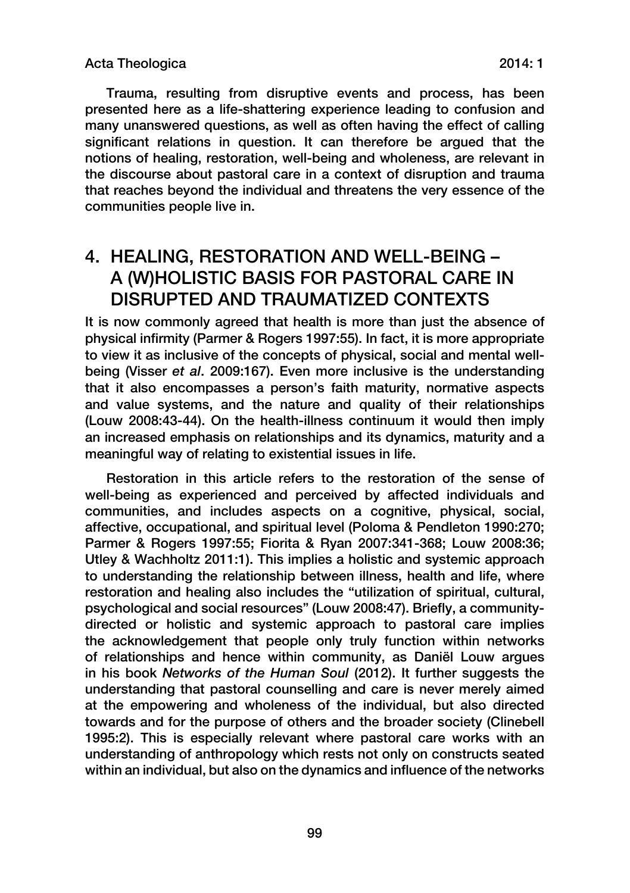Trauma, resulting from disruptive events and process, has been presented here as a life-shattering experience leading to confusion and many unanswered questions, as well as often having the effect of calling significant relations in question. It can therefore be argued that the notions of healing, restoration, well-being and wholeness, are relevant in the discourse about pastoral care in a context of disruption and trauma that reaches beyond the individual and threatens the very essence of the communities people live in.

## 4. HEALING, RESTORATION AND WELL-BEING – A (W)HOLISTIC BASIS FOR PASTORAL CARE IN DISRUPTED AND TRAUMATIZED CONTEXTS

It is now commonly agreed that health is more than just the absence of physical infirmity (Parmer & Rogers 1997:55). In fact, it is more appropriate to view it as inclusive of the concepts of physical, social and mental well-being (Visser *et al*. 2009:167). Even more inclusive is the understanding that it also encompasses a person's faith maturity, normative aspects and value systems, and the nature and quality of their relationships (Louw 2008:43-44). On the health-illness continuum it would then imply an increased emphasis on relationships and its dynamics, maturity and a meaningful way of relating to existential issues in life.

Restoration in this article refers to the restoration of the sense of well-being as experienced and perceived by affected individuals and communities, and includes aspects on a cognitive, physical, social, affective, occupational, and spiritual level (Poloma & Pendleton 1990:270; Parmer & Rogers 1997:55; Fiorita & Ryan 2007:341-368; Louw 2008:36; Utley & Wachholtz 2011:1). This implies a holistic and systemic approach to understanding the relationship between illness, health and life, where restoration and healing also includes the "utilization of spiritual, cultural, psychological and social resources" (Louw 2008:47). Briefly, a community-directed or holistic and systemic approach to pastoral care implies the acknowledgement that people only truly function within networks of relationships and hence within community, as Daniël Louw argues in his book *Networks of the Human Soul* (2012). It further suggests the understanding that pastoral counselling and care is never merely aimed at the empowering and wholeness of the individual, but also directed towards and for the purpose of others and the broader society (Clinebell 1995:2). This is especially relevant where pastoral care works with an understanding of anthropology which rests not only on constructs seated within an individual, but also on the dynamics and influence of the networks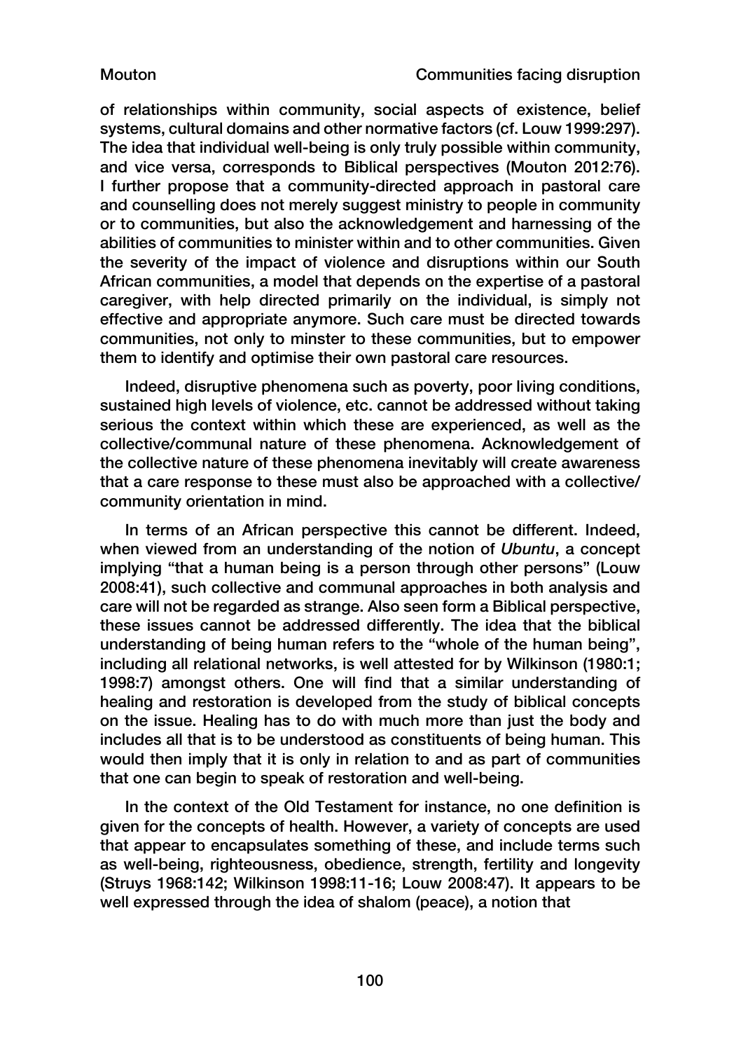of relationships within community, social aspects of existence, belief systems, cultural domains and other normative factors (cf. Louw 1999:297). The idea that individual well-being is only truly possible within community, and vice versa, corresponds to Biblical perspectives (Mouton 2012:76). I further propose that a community-directed approach in pastoral care and counselling does not merely suggest ministry to people in community or to communities, but also the acknowledgement and harnessing of the abilities of communities to minister within and to other communities. Given the severity of the impact of violence and disruptions within our South African communities, a model that depends on the expertise of a pastoral caregiver, with help directed primarily on the individual, is simply not effective and appropriate anymore. Such care must be directed towards communities, not only to minster to these communities, but to empower them to identify and optimise their own pastoral care resources.

Indeed, disruptive phenomena such as poverty, poor living conditions, sustained high levels of violence, etc. cannot be addressed without taking serious the context within which these are experienced, as well as the collective/communal nature of these phenomena. Acknowledgement of the collective nature of these phenomena inevitably will create awareness that a care response to these must also be approached with a collective/community orientation in mind.

In terms of an African perspective this cannot be different. Indeed, when viewed from an understanding of the notion of *Ubuntu*, a concept implying "that a human being is a person through other persons" (Louw 2008:41), such collective and communal approaches in both analysis and care will not be regarded as strange. Also seen form a Biblical perspective, these issues cannot be addressed differently. The idea that the biblical understanding of being human refers to the "whole of the human being", including all relational networks, is well attested for by Wilkinson (1980:1; 1998:7) amongst others. One will find that a similar understanding of healing and restoration is developed from the study of biblical concepts on the issue. Healing has to do with much more than just the body and includes all that is to be understood as constituents of being human. This would then imply that it is only in relation to and as part of communities that one can begin to speak of restoration and well-being.

In the context of the Old Testament for instance, no one definition is given for the concepts of health. However, a variety of concepts are used that appear to encapsulates something of these, and include terms such as well-being, righteousness, obedience, strength, fertility and longevity (Struys 1968:142; Wilkinson 1998:11-16; Louw 2008:47). It appears to be well expressed through the idea of shalom (peace), a notion that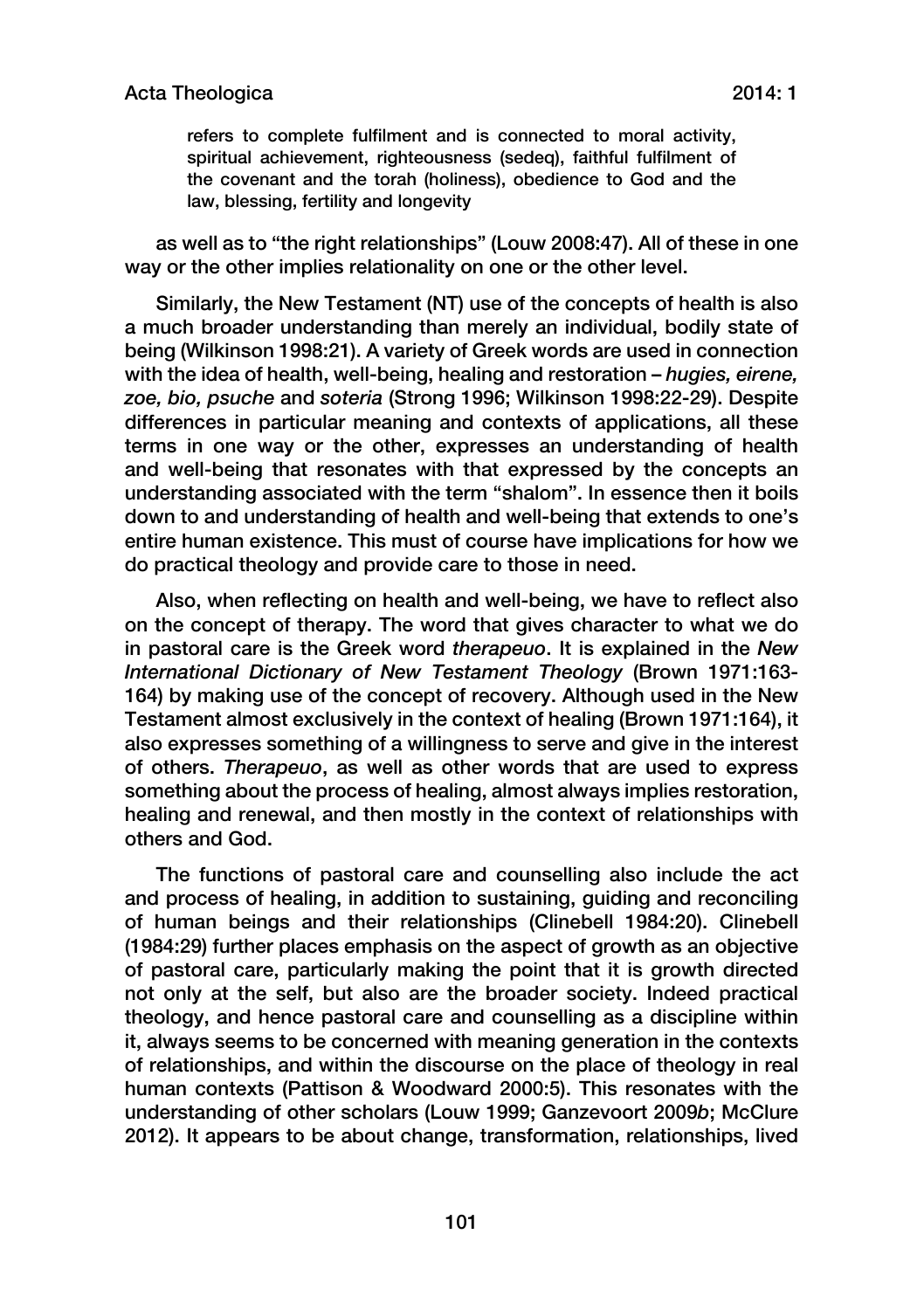> refers to complete fulfilment and is connected to moral activity, spiritual achievement, righteousness (sedeq), faithful fulfilment of the covenant and the torah (holiness), obedience to God and the law, blessing, fertility and longevity

as well as to "the right relationships" (Louw 2008:47). All of these in one way or the other implies relationality on one or the other level.

Similarly, the New Testament (NT) use of the concepts of health is also a much broader understanding than merely an individual, bodily state of being (Wilkinson 1998:21). A variety of Greek words are used in connection with the idea of health, well-being, healing and restoration – *hugies, eirene, zoe, bio, psuche* and *soteria* (Strong 1996; Wilkinson 1998:22-29). Despite differences in particular meaning and contexts of applications, all these terms in one way or the other, expresses an understanding of health and well-being that resonates with that expressed by the concepts an understanding associated with the term "shalom". In essence then it boils down to and understanding of health and well-being that extends to one's entire human existence. This must of course have implications for how we do practical theology and provide care to those in need.

Also, when reflecting on health and well-being, we have to reflect also on the concept of therapy. The word that gives character to what we do in pastoral care is the Greek word *therapeuo*. It is explained in the *New International Dictionary of New Testament Theology* (Brown 1971:163-164) by making use of the concept of recovery. Although used in the New Testament almost exclusively in the context of healing (Brown 1971:164), it also expresses something of a willingness to serve and give in the interest of others. *Therapeuo*, as well as other words that are used to express something about the process of healing, almost always implies restoration, healing and renewal, and then mostly in the context of relationships with others and God.

The functions of pastoral care and counselling also include the act and process of healing, in addition to sustaining, guiding and reconciling of human beings and their relationships (Clinebell 1984:20). Clinebell (1984:29) further places emphasis on the aspect of growth as an objective of pastoral care, particularly making the point that it is growth directed not only at the self, but also are the broader society. Indeed practical theology, and hence pastoral care and counselling as a discipline within it, always seems to be concerned with meaning generation in the contexts of relationships, and within the discourse on the place of theology in real human contexts (Pattison & Woodward 2000:5). This resonates with the understanding of other scholars (Louw 1999; Ganzevoort 2009*b*; McClure 2012). It appears to be about change, transformation, relationships, lived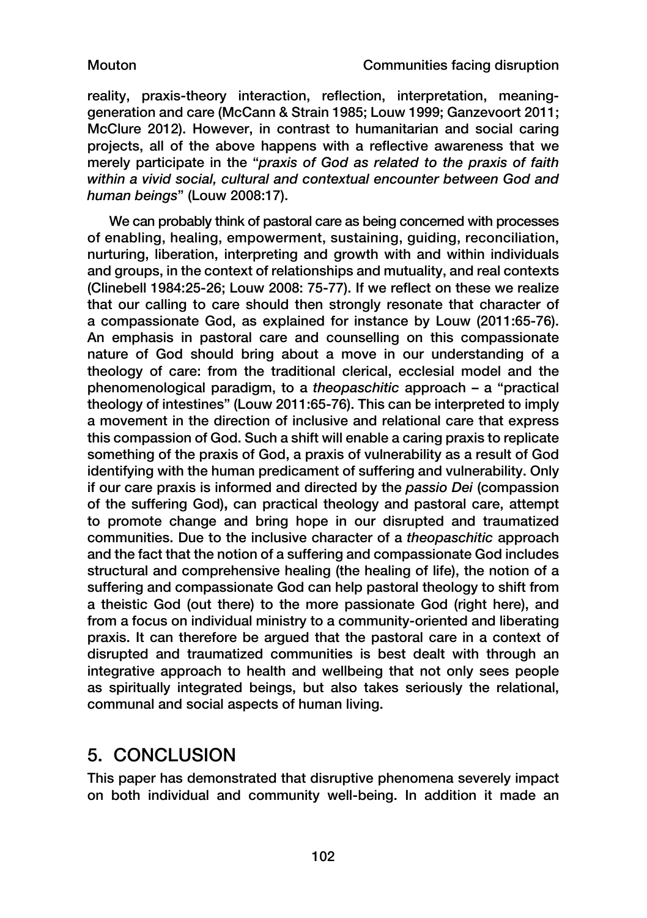reality, praxis-theory interaction, reflection, interpretation, meaning-generation and care (McCann & Strain 1985; Louw 1999; Ganzevoort 2011; McClure 2012). However, in contrast to humanitarian and social caring projects, all of the above happens with a reflective awareness that we merely participate in the "*praxis of God as related to the praxis of faith within a vivid social, cultural and contextual encounter between God and human beings*" (Louw 2008:17).

We can probably think of pastoral care as being concerned with processes of enabling, healing, empowerment, sustaining, guiding, reconciliation, nurturing, liberation, interpreting and growth with and within individuals and groups, in the context of relationships and mutuality, and real contexts (Clinebell 1984:25-26; Louw 2008: 75-77). If we reflect on these we realize that our calling to care should then strongly resonate that character of a compassionate God, as explained for instance by Louw (2011:65-76). An emphasis in pastoral care and counselling on this compassionate nature of God should bring about a move in our understanding of a theology of care: from the traditional clerical, ecclesial model and the phenomenological paradigm, to a *theopaschitic* approach – a "practical theology of intestines" (Louw 2011:65-76). This can be interpreted to imply a movement in the direction of inclusive and relational care that express this compassion of God. Such a shift will enable a caring praxis to replicate something of the praxis of God, a praxis of vulnerability as a result of God identifying with the human predicament of suffering and vulnerability. Only if our care praxis is informed and directed by the *passio Dei* (compassion of the suffering God), can practical theology and pastoral care, attempt to promote change and bring hope in our disrupted and traumatized communities. Due to the inclusive character of a *theopaschitic* approach and the fact that the notion of a suffering and compassionate God includes structural and comprehensive healing (the healing of life), the notion of a suffering and compassionate God can help pastoral theology to shift from a theistic God (out there) to the more passionate God (right here), and from a focus on individual ministry to a community-oriented and liberating praxis. It can therefore be argued that the pastoral care in a context of disrupted and traumatized communities is best dealt with through an integrative approach to health and wellbeing that not only sees people as spiritually integrated beings, but also takes seriously the relational, communal and social aspects of human living.

## 5. CONCLUSION

This paper has demonstrated that disruptive phenomena severely impact on both individual and community well-being. In addition it made an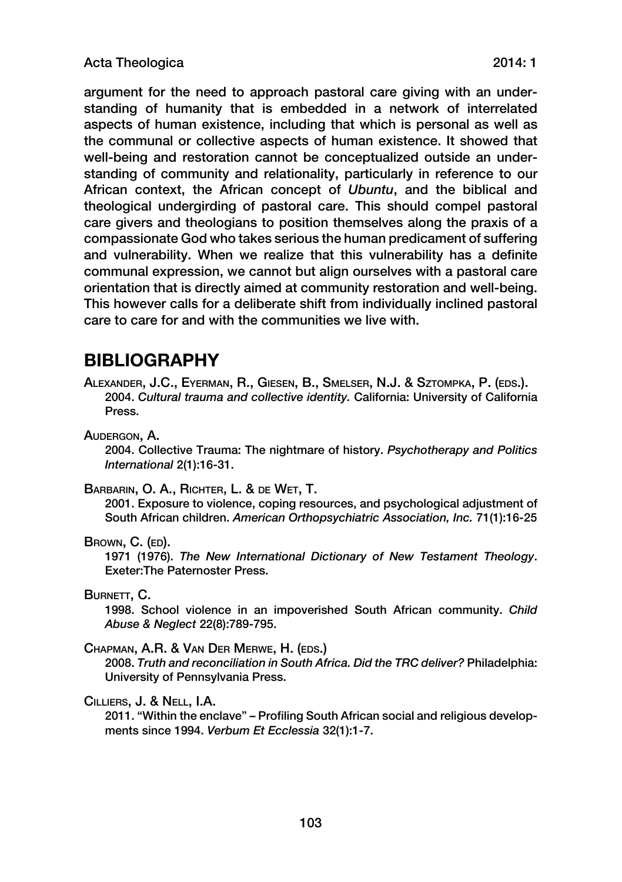argument for the need to approach pastoral care giving with an understanding of humanity that is embedded in a network of interrelated aspects of human existence, including that which is personal as well as the communal or collective aspects of human existence. It showed that well-being and restoration cannot be conceptualized outside an understanding of community and relationality, particularly in reference to our African context, the African concept of *Ubuntu*, and the biblical and theological undergirding of pastoral care. This should compel pastoral care givers and theologians to position themselves along the praxis of a compassionate God who takes serious the human predicament of suffering and vulnerability. When we realize that this vulnerability has a definite communal expression, we cannot but align ourselves with a pastoral care orientation that is directly aimed at community restoration and well-being. This however calls for a deliberate shift from individually inclined pastoral care to care for and with the communities we live with.

## BIBLIOGRAPHY

Alexander, J.C., Eyerman, R., Giesen, B., Smelser, N.J. & Sztompka, P. (eds.).
2004. *Cultural trauma and collective identity.* California: University of California Press.

Audergon, A.
2004. Collective Trauma: The nightmare of history. *Psychotherapy and Politics International* 2(1):16-31.

Barbarin, O. A., Richter, L. & de Wet, T.
2001. Exposure to violence, coping resources, and psychological adjustment of South African children. *American Orthopsychiatric Association, Inc.* 71(1):16-25

Brown, C. (ed).
1971 (1976). *The New International Dictionary of New Testament Theology*. Exeter:The Paternoster Press.

Burnett, C.
1998. School violence in an impoverished South African community. *Child Abuse & Neglect* 22(8):789-795.

Chapman, A.R. & Van Der Merwe, H. (eds.)
2008. *Truth and reconciliation in South Africa. Did the TRC deliver?* Philadelphia: University of Pennsylvania Press.

Cilliers, J. & Nell, I.A.
2011. "Within the enclave" – Profiling South African social and religious developments since 1994. *Verbum Et Ecclessia* 32(1):1-7.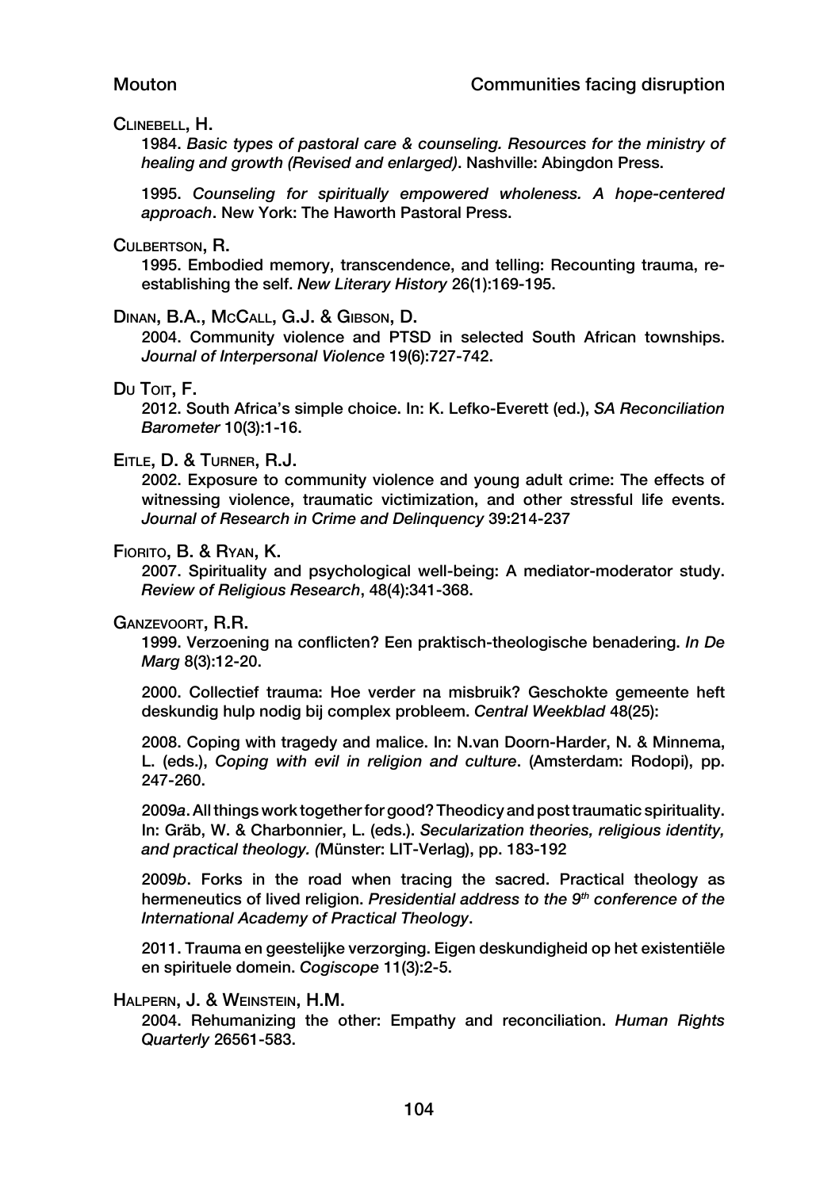Clinebell, H.

1984. *Basic types of pastoral care & counseling. Resources for the ministry of healing and growth (Revised and enlarged)*. Nashville: Abingdon Press.

1995. *Counseling for spiritually empowered wholeness. A hope-centered approach*. New York: The Haworth Pastoral Press.

Culbertson, R.

1995. Embodied memory, transcendence, and telling: Recounting trauma, re-establishing the self. *New Literary History* 26(1):169-195.

Dinan, B.A., McCall, G.J. & Gibson, D.

2004. Community violence and PTSD in selected South African townships. *Journal of Interpersonal Violence* 19(6):727-742.

Du Toit, F.

2012. South Africa's simple choice. In: K. Lefko-Everett (ed.), *SA Reconciliation Barometer* 10(3):1-16.

Eitle, D. & Turner, R.J.

2002. Exposure to community violence and young adult crime: The effects of witnessing violence, traumatic victimization, and other stressful life events. *Journal of Research in Crime and Delinquency* 39:214-237

Fiorito, B. & Ryan, K.

2007. Spirituality and psychological well-being: A mediator-moderator study. *Review of Religious Research*, 48(4):341-368.

Ganzevoort, R.R.

1999. Verzoening na conflicten? Een praktisch-theologische benadering. *In De Marg* 8(3):12-20.

2000. Collectief trauma: Hoe verder na misbruik? Geschokte gemeente heft deskundig hulp nodig bij complex probleem. *Central Weekblad* 48(25):

2008. Coping with tragedy and malice. In: N.van Doorn-Harder, N. & Minnema, L. (eds.), *Coping with evil in religion and culture*. (Amsterdam: Rodopi), pp. 247-260.

2009*a*. All things work together for good? Theodicy and post traumatic spirituality. In: Gräb, W. & Charbonnier, L. (eds.). *Secularization theories, religious identity, and practical theology. (*Münster: LIT-Verlag), pp. 183-192

2009*b*. Forks in the road when tracing the sacred. Practical theology as hermeneutics of lived religion. *Presidential address to the 9th conference of the International Academy of Practical Theology*.

2011. Trauma en geestelijke verzorging. Eigen deskundigheid op het existentiële en spirituele domein. *Cogiscope* 11(3):2-5.

Halpern, J. & Weinstein, H.M.

2004. Rehumanizing the other: Empathy and reconciliation. *Human Rights Quarterly* 26561-583.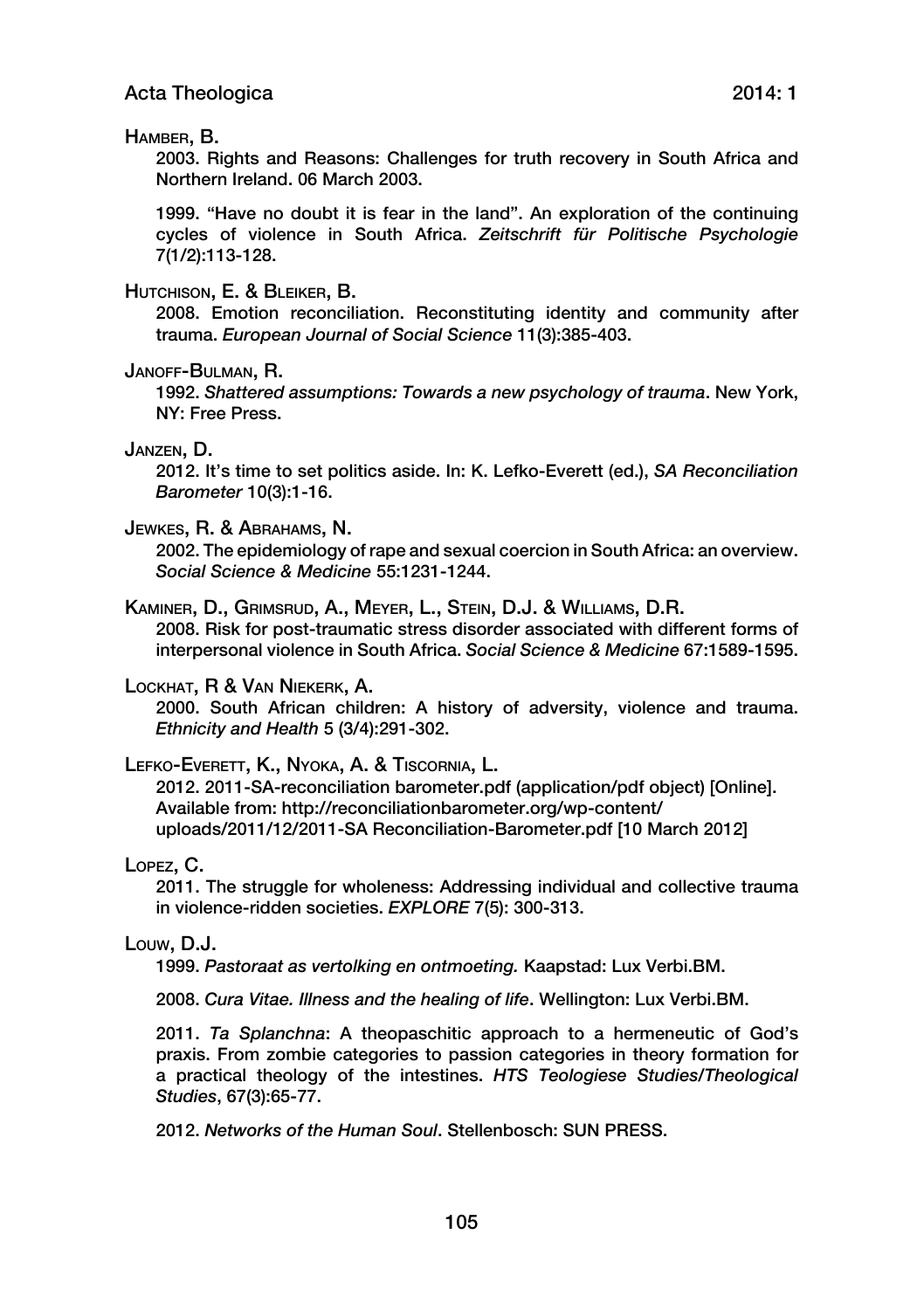Hamber, B.

2003. Rights and Reasons: Challenges for truth recovery in South Africa and Northern Ireland. 06 March 2003.

1999. "Have no doubt it is fear in the land". An exploration of the continuing cycles of violence in South Africa. *Zeitschrift für Politische Psychologie* 7(1/2):113-128.

Hutchison, E. & Bleiker, B.

2008. Emotion reconciliation. Reconstituting identity and community after trauma. *European Journal of Social Science* 11(3):385-403.

Janoff-Bulman, R.

1992. *Shattered assumptions: Towards a new psychology of trauma*. New York, NY: Free Press.

Janzen, D.

2012. It's time to set politics aside. In: K. Lefko-Everett (ed.), *SA Reconciliation Barometer* 10(3):1-16.

Jewkes, R. & Abrahams, N.

2002. The epidemiology of rape and sexual coercion in South Africa: an overview. *Social Science & Medicine* 55:1231-1244.

Kaminer, D., Grimsrud, A., Meyer, L., Stein, D.J. & Williams, D.R.

2008. Risk for post-traumatic stress disorder associated with different forms of interpersonal violence in South Africa. *Social Science & Medicine* 67:1589-1595.

Lockhat, R & Van Niekerk, A.

2000. South African children: A history of adversity, violence and trauma. *Ethnicity and Health* 5 (3/4):291-302.

Lefko-Everett, K., Nyoka, A. & Tiscornia, L.

2012. 2011-SA-reconciliation barometer.pdf (application/pdf object) [Online]. Available from: http://reconciliationbarometer.org/wp-content/uploads/2011/12/2011-SA Reconciliation-Barometer.pdf [10 March 2012]

Lopez, C.

2011. The struggle for wholeness: Addressing individual and collective trauma in violence-ridden societies. *EXPLORE* 7(5): 300-313.

Louw, D.J.

1999. *Pastoraat as vertolking en ontmoeting.* Kaapstad: Lux Verbi.BM.

2008. *Cura Vitae. Illness and the healing of life*. Wellington: Lux Verbi.BM.

2011. *Ta Splanchna*: A theopaschitic approach to a hermeneutic of God's praxis. From zombie categories to passion categories in theory formation for a practical theology of the intestines. *HTS Teologiese Studies/Theological Studies*, 67(3):65-77.

2012. *Networks of the Human Soul*. Stellenbosch: SUN PRESS.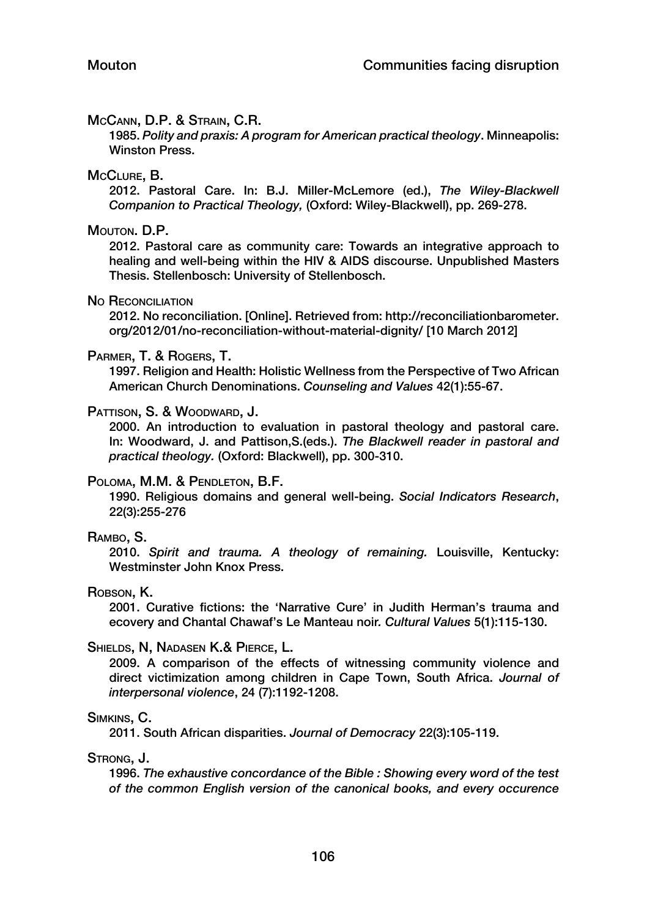McCann, D.P. & Strain, C.R.

1985. *Polity and praxis: A program for American practical theology*. Minneapolis: Winston Press.

McClure, B.

2012. Pastoral Care. In: B.J. Miller-McLemore (ed.), *The Wiley-Blackwell Companion to Practical Theology,* (Oxford: Wiley-Blackwell), pp. 269-278.

Mouton. D.P.

2012. Pastoral care as community care: Towards an integrative approach to healing and well-being within the HIV & AIDS discourse. Unpublished Masters Thesis. Stellenbosch: University of Stellenbosch.

No Reconciliation

2012. No reconciliation. [Online]. Retrieved from: http://reconciliationbarometer.org/2012/01/no-reconciliation-without-material-dignity/ [10 March 2012]

Parmer, T. & Rogers, T.

1997. Religion and Health: Holistic Wellness from the Perspective of Two African American Church Denominations. *Counseling and Values* 42(1):55-67.

Pattison, S. & Woodward, J.

2000. An introduction to evaluation in pastoral theology and pastoral care. In: Woodward, J. and Pattison,S.(eds.). *The Blackwell reader in pastoral and practical theology.* (Oxford: Blackwell), pp. 300-310.

Poloma, M.M. & Pendleton, B.F.

1990. Religious domains and general well-being. *Social Indicators Research*, 22(3):255-276

Rambo, S.

2010. *Spirit and trauma. A theology of remaining.* Louisville, Kentucky: Westminster John Knox Press.

Robson, K.

2001. Curative fictions: the 'Narrative Cure' in Judith Herman's trauma and ecovery and Chantal Chawaf's Le Manteau noir. *Cultural Values* 5(1):115-130.

Shields, N, Nadasen K.& Pierce, L.

2009. A comparison of the effects of witnessing community violence and direct victimization among children in Cape Town, South Africa. *Journal of interpersonal violence*, 24 (7):1192-1208.

Simkins, C.

2011. South African disparities. *Journal of Democracy* 22(3):105-119.

Strong, J.

1996. *The exhaustive concordance of the Bible : Showing every word of the test of the common English version of the canonical books, and every occurence*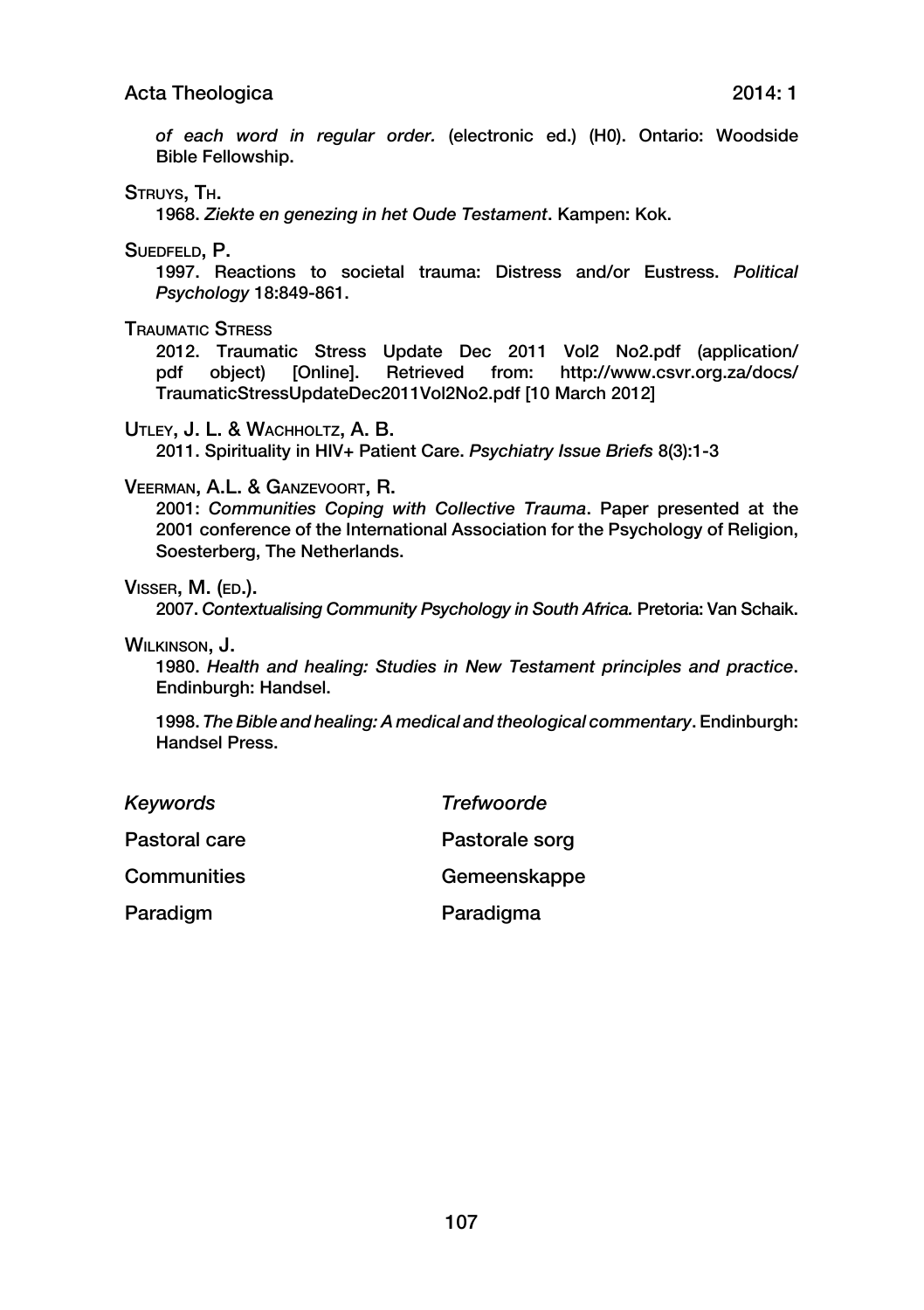*of each word in regular order.* (electronic ed.) (H0). Ontario: Woodside Bible Fellowship.

STRUYS, TH.

1968. *Ziekte en genezing in het Oude Testament*. Kampen: Kok.

SUEDFELD, P.

1997. Reactions to societal trauma: Distress and/or Eustress. *Political Psychology* 18:849-861.

TRAUMATIC STRESS

2012. Traumatic Stress Update Dec 2011 Vol2 No2.pdf (application/pdf object) [Online]. Retrieved from: http://www.csvr.org.za/docs/TraumaticStressUpdateDec2011Vol2No2.pdf [10 March 2012]

UTLEY, J. L. & WACHHOLTZ, A. B.

2011. Spirituality in HIV+ Patient Care. *Psychiatry Issue Briefs* 8(3):1-3

VEERMAN, A.L. & GANZEVOORT, R.

2001: *Communities Coping with Collective Trauma*. Paper presented at the 2001 conference of the International Association for the Psychology of Religion, Soesterberg, The Netherlands.

VISSER, M. (ED.).

2007. *Contextualising Community Psychology in South Africa.* Pretoria: Van Schaik.

WILKINSON, J.

1980. *Health and healing: Studies in New Testament principles and practice*. Endinburgh: Handsel.

1998. *The Bible and healing: A medical and theological commentary*. Endinburgh: Handsel Press.

| *Keywords* | *Trefwoorde* |
| --- | --- |
| Pastoral care | Pastorale sorg |
| Communities | Gemeenskappe |
| Paradigm | Paradigma |